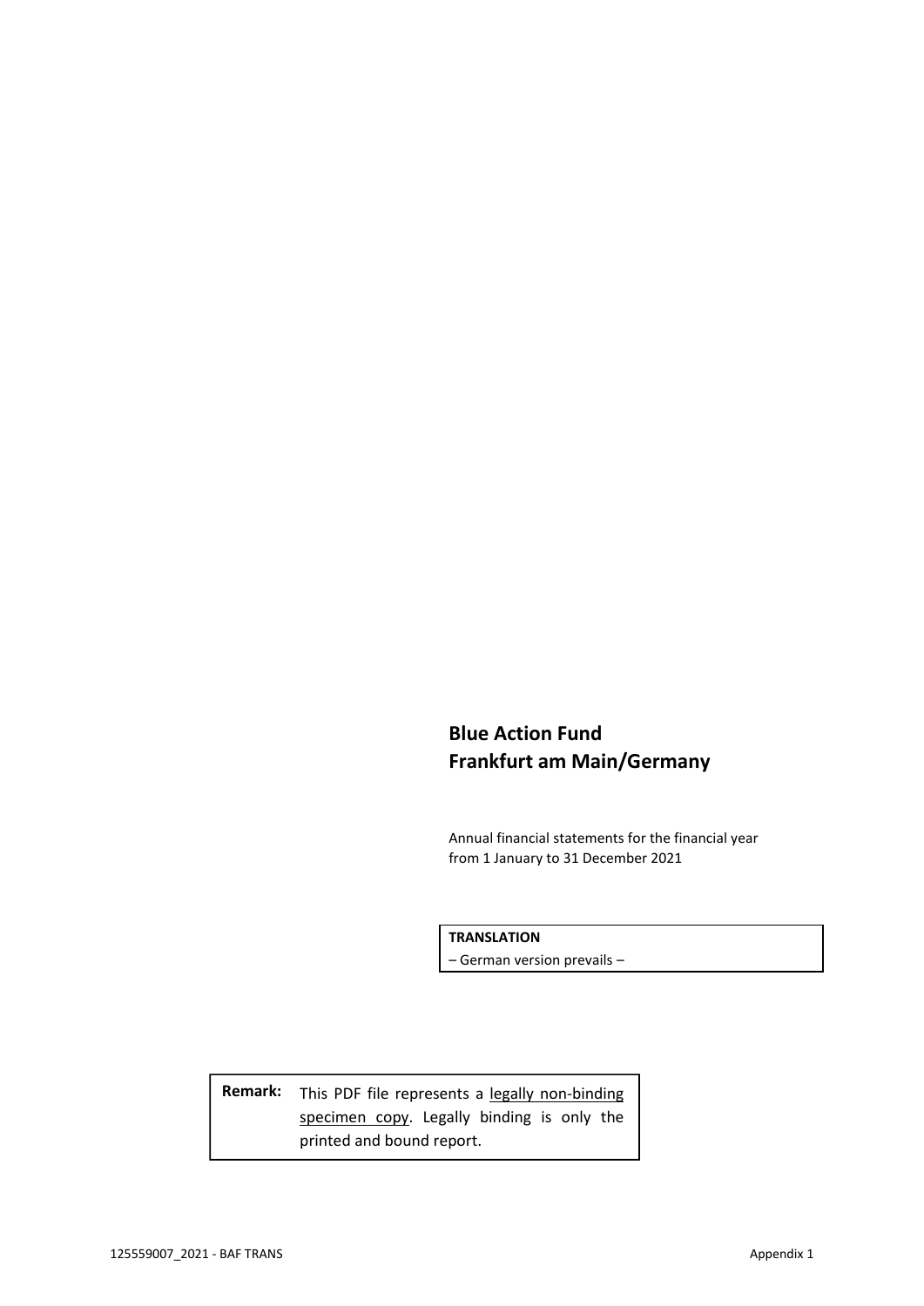**Blue Action Fund**
**Frankfurt am Main/Germany**

Annual financial statements for the financial year from 1 January to 31 December 2021

**TRANSLATION**
– German version prevails –

**Remark:** This PDF file represents a legally non-binding specimen copy. Legally binding is only the printed and bound report.

125559007_2021 - BAF TRANS

Appendix 1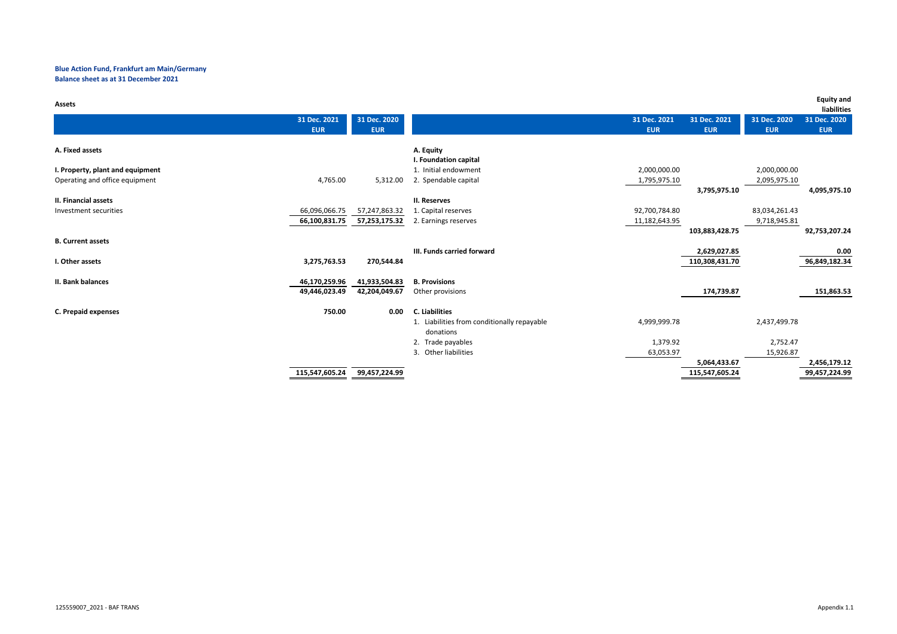**Blue Action Fund, Frankfurt am Main/Germany**
**Balance sheet as at 31 December 2021**

**Assets**

| | 31 Dec. 2021 EUR | 31 Dec. 2020 EUR |
|---|---|---|
| **A. Fixed assets** | | |
| **I. Property, plant and equipment** | | |
| Operating and office equipment | 4,765.00 | 5,312.00 |
| **II. Financial assets** | | |
| Investment securities | 66,096,066.75 | 57,247,863.32 |
| | 66,100,831.75 | 57,253,175.32 |
| **B. Current assets** | | |
| **I. Other assets** | **3,275,763.53** | **270,544.84** |
| **II. Bank balances** | 46,170,259.96 | 41,933,504.83 |
| | 49,446,023.49 | 42,204,049.67 |
| **C. Prepaid expenses** | **750.00** | **0.00** |
| | 115,547,605.24 | 99,457,224.99 |

**Equity and liabilities**

| | 31 Dec. 2021 EUR | 31 Dec. 2021 EUR | 31 Dec. 2020 EUR | 31 Dec. 2020 EUR |
|---|---|---|---|---|
| **A. Equity** | | | | |
| **I. Foundation capital** | | | | |
| 1. Initial endowment | 2,000,000.00 | | 2,000,000.00 | |
| 2. Spendable capital | 1,795,975.10 | | 2,095,975.10 | |
| | | 3,795,975.10 | | 4,095,975.10 |
| **II. Reserves** | | | | |
| 1. Capital reserves | 92,700,784.80 | | 83,034,261.43 | |
| 2. Earnings reserves | 11,182,643.95 | | 9,718,945.81 | |
| | | 103,883,428.75 | | 92,753,207.24 |
| **III. Funds carried forward** | | 2,629,027.85 | | 0.00 |
| | | 110,308,431.70 | | 96,849,182.34 |
| **B. Provisions** | | | | |
| Other provisions | | 174,739.87 | | 151,863.53 |
| **C. Liabilities** | | | | |
| 1. Liabilities from conditionally repayable donations | 4,999,999.78 | | 2,437,499.78 | |
| 2. Trade payables | 1,379.92 | | 2,752.47 | |
| 3. Other liabilities | 63,053.97 | | 15,926.87 | |
| | | 5,064,433.67 | | 2,456,179.12 |
| | | 115,547,605.24 | | 99,457,224.99 |

125559007_2021 - BAF TRANS

Appendix 1.1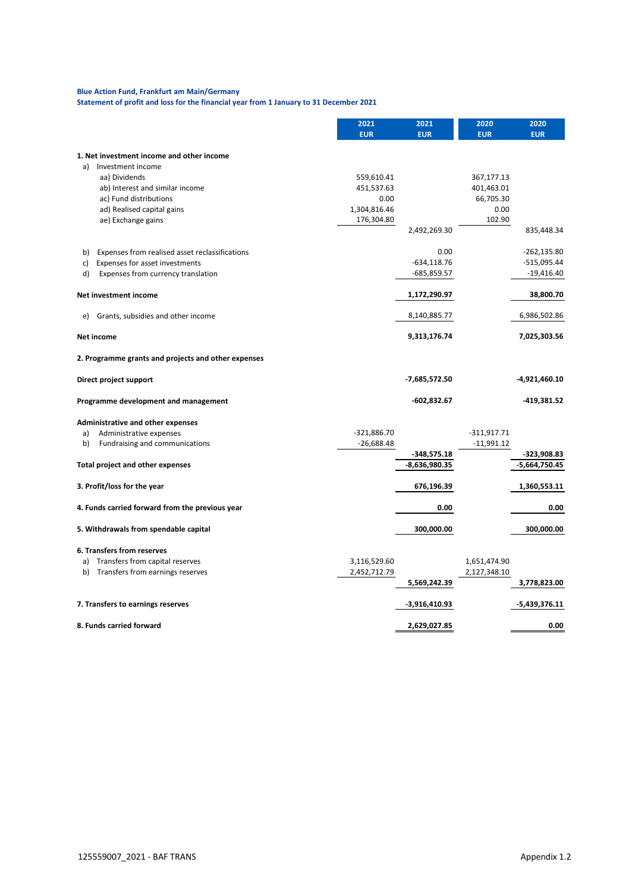**Blue Action Fund, Frankfurt am Main/Germany**
**Statement of profit and loss for the financial year from 1 January to 31 December 2021**

| | 2021 EUR | 2021 EUR | 2020 EUR | 2020 EUR |
|---|---|---|---|---|
| **1. Net investment income and other income** | | | | |
| a) Investment income | | | | |
| aa) Dividends | 559,610.41 | | 367,177.13 | |
| ab) Interest and similar income | 451,537.63 | | 401,463.01 | |
| ac) Fund distributions | 0.00 | | 66,705.30 | |
| ad) Realised capital gains | 1,304,816.46 | | 0.00 | |
| ae) Exchange gains | 176,304.80 | | 102.90 | |
| | | 2,492,269.30 | | 835,448.34 |
| b) Expenses from realised asset reclassifications | | 0.00 | | -262,135.80 |
| c) Expenses for asset investments | | -634,118.76 | | -515,095.44 |
| d) Expenses from currency translation | | -685,859.57 | | -19,416.40 |
| **Net investment income** | | **1,172,290.97** | | **38,800.70** |
| e) Grants, subsidies and other income | | 8,140,885.77 | | 6,986,502.86 |
| **Net income** | | **9,313,176.74** | | **7,025,303.56** |
| **2. Programme grants and projects and other expenses** | | | | |
| **Direct project support** | | **-7,685,572.50** | | **-4,921,460.10** |
| **Programme development and management** | | **-602,832.67** | | **-419,381.52** |
| **Administrative and other expenses** | | | | |
| a) Administrative expenses | -321,886.70 | | -311,917.71 | |
| b) Fundraising and communications | -26,688.48 | | -11,991.12 | |
| | | **-348,575.18** | | **-323,908.83** |
| **Total project and other expenses** | | **-8,636,980.35** | | **-5,664,750.45** |
| **3. Profit/loss for the year** | | **676,196.39** | | **1,360,553.11** |
| **4. Funds carried forward from the previous year** | | **0.00** | | **0.00** |
| **5. Withdrawals from spendable capital** | | **300,000.00** | | **300,000.00** |
| **6. Transfers from reserves** | | | | |
| a) Transfers from capital reserves | 3,116,529.60 | | 1,651,474.90 | |
| b) Transfers from earnings reserves | 2,452,712.79 | | 2,127,348.10 | |
| | | **5,569,242.39** | | **3,778,823.00** |
| **7. Transfers to earnings reserves** | | **-3,916,410.93** | | **-5,439,376.11** |
| **8. Funds carried forward** | | **2,629,027.85** | | **0.00** |

125559007_2021 - BAF TRANS

Appendix 1.2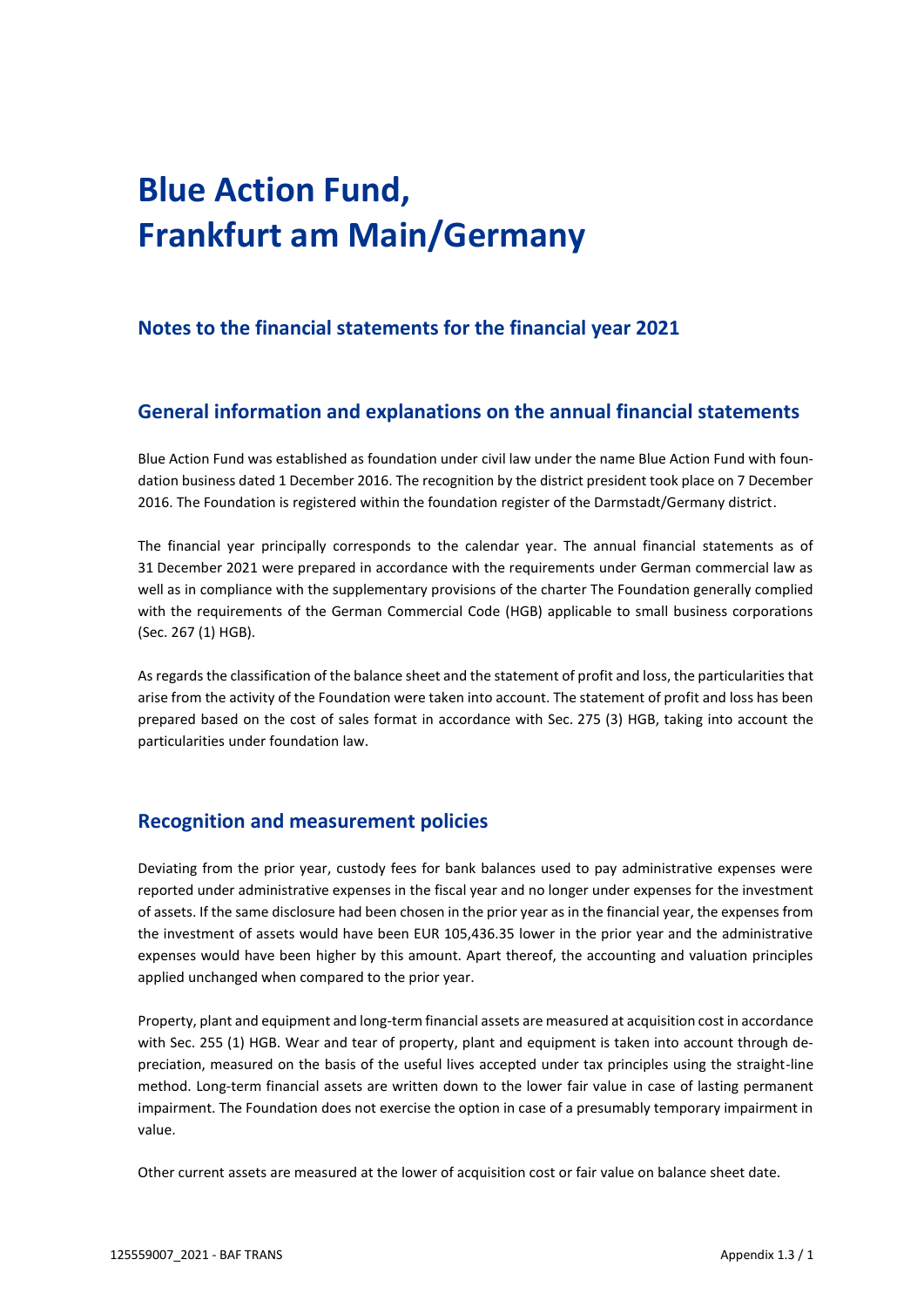# Blue Action Fund, Frankfurt am Main/Germany

## Notes to the financial statements for the financial year 2021

## General information and explanations on the annual financial statements

Blue Action Fund was established as foundation under civil law under the name Blue Action Fund with foundation business dated 1 December 2016. The recognition by the district president took place on 7 December 2016. The Foundation is registered within the foundation register of the Darmstadt/Germany district.

The financial year principally corresponds to the calendar year. The annual financial statements as of 31 December 2021 were prepared in accordance with the requirements under German commercial law as well as in compliance with the supplementary provisions of the charter The Foundation generally complied with the requirements of the German Commercial Code (HGB) applicable to small business corporations (Sec. 267 (1) HGB).

As regards the classification of the balance sheet and the statement of profit and loss, the particularities that arise from the activity of the Foundation were taken into account. The statement of profit and loss has been prepared based on the cost of sales format in accordance with Sec. 275 (3) HGB, taking into account the particularities under foundation law.

## Recognition and measurement policies

Deviating from the prior year, custody fees for bank balances used to pay administrative expenses were reported under administrative expenses in the fiscal year and no longer under expenses for the investment of assets. If the same disclosure had been chosen in the prior year as in the financial year, the expenses from the investment of assets would have been EUR 105,436.35 lower in the prior year and the administrative expenses would have been higher by this amount. Apart thereof, the accounting and valuation principles applied unchanged when compared to the prior year.

Property, plant and equipment and long-term financial assets are measured at acquisition cost in accordance with Sec. 255 (1) HGB. Wear and tear of property, plant and equipment is taken into account through depreciation, measured on the basis of the useful lives accepted under tax principles using the straight-line method. Long-term financial assets are written down to the lower fair value in case of lasting permanent impairment. The Foundation does not exercise the option in case of a presumably temporary impairment in value.

Other current assets are measured at the lower of acquisition cost or fair value on balance sheet date.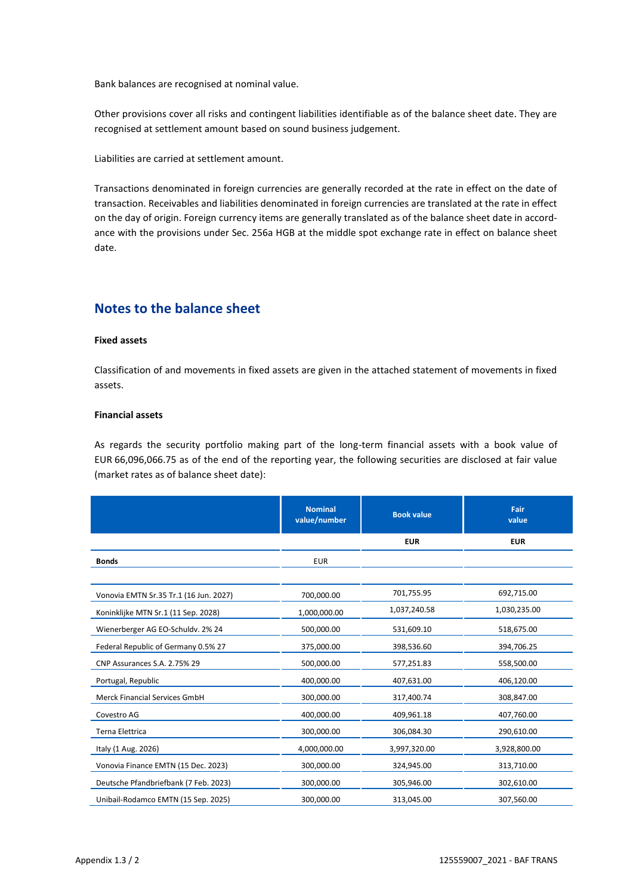Bank balances are recognised at nominal value.

Other provisions cover all risks and contingent liabilities identifiable as of the balance sheet date. They are recognised at settlement amount based on sound business judgement.

Liabilities are carried at settlement amount.

Transactions denominated in foreign currencies are generally recorded at the rate in effect on the date of transaction. Receivables and liabilities denominated in foreign currencies are translated at the rate in effect on the day of origin. Foreign currency items are generally translated as of the balance sheet date in accordance with the provisions under Sec. 256a HGB at the middle spot exchange rate in effect on balance sheet date.

## Notes to the balance sheet

**Fixed assets**

Classification of and movements in fixed assets are given in the attached statement of movements in fixed assets.

**Financial assets**

As regards the security portfolio making part of the long-term financial assets with a book value of EUR 66,096,066.75 as of the end of the reporting year, the following securities are disclosed at fair value (market rates as of balance sheet date):

| | Nominal value/number | Book value | Fair value |
|---|---|---|---|
| | | EUR | EUR |
| **Bonds** | EUR | | |
| | | | |
| Vonovia EMTN Sr.35 Tr.1 (16 Jun. 2027) | 700,000.00 | 701,755.95 | 692,715.00 |
| Koninklijke MTN Sr.1 (11 Sep. 2028) | 1,000,000.00 | 1,037,240.58 | 1,030,235.00 |
| Wienerberger AG EO-Schuldv. 2% 24 | 500,000.00 | 531,609.10 | 518,675.00 |
| Federal Republic of Germany 0.5% 27 | 375,000.00 | 398,536.60 | 394,706.25 |
| CNP Assurances S.A. 2.75% 29 | 500,000.00 | 577,251.83 | 558,500.00 |
| Portugal, Republic | 400,000.00 | 407,631.00 | 406,120.00 |
| Merck Financial Services GmbH | 300,000.00 | 317,400.74 | 308,847.00 |
| Covestro AG | 400,000.00 | 409,961.18 | 407,760.00 |
| Terna Elettrica | 300,000.00 | 306,084.30 | 290,610.00 |
| Italy (1 Aug. 2026) | 4,000,000.00 | 3,997,320.00 | 3,928,800.00 |
| Vonovia Finance EMTN (15 Dec. 2023) | 300,000.00 | 324,945.00 | 313,710.00 |
| Deutsche Pfandbriefbank (7 Feb. 2023) | 300,000.00 | 305,946.00 | 302,610.00 |
| Unibail-Rodamco EMTN (15 Sep. 2025) | 300,000.00 | 313,045.00 | 307,560.00 |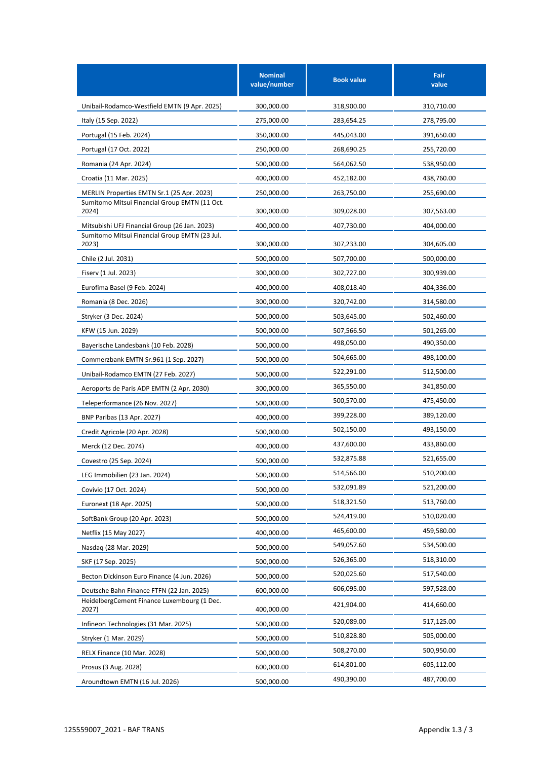| | Nominal value/number | Book value | Fair value |
|---|---|---|---|
| Unibail-Rodamco-Westfield EMTN (9 Apr. 2025) | 300,000.00 | 318,900.00 | 310,710.00 |
| Italy (15 Sep. 2022) | 275,000.00 | 283,654.25 | 278,795.00 |
| Portugal (15 Feb. 2024) | 350,000.00 | 445,043.00 | 391,650.00 |
| Portugal (17 Oct. 2022) | 250,000.00 | 268,690.25 | 255,720.00 |
| Romania (24 Apr. 2024) | 500,000.00 | 564,062.50 | 538,950.00 |
| Croatia (11 Mar. 2025) | 400,000.00 | 452,182.00 | 438,760.00 |
| MERLIN Properties EMTN Sr.1 (25 Apr. 2023) | 250,000.00 | 263,750.00 | 255,690.00 |
| Sumitomo Mitsui Financial Group EMTN (11 Oct. 2024) | 300,000.00 | 309,028.00 | 307,563.00 |
| Mitsubishi UFJ Financial Group (26 Jan. 2023) | 400,000.00 | 407,730.00 | 404,000.00 |
| Sumitomo Mitsui Financial Group EMTN (23 Jul. 2023) | 300,000.00 | 307,233.00 | 304,605.00 |
| Chile (2 Jul. 2031) | 500,000.00 | 507,700.00 | 500,000.00 |
| Fiserv (1 Jul. 2023) | 300,000.00 | 302,727.00 | 300,939.00 |
| Eurofima Basel (9 Feb. 2024) | 400,000.00 | 408,018.40 | 404,336.00 |
| Romania (8 Dec. 2026) | 300,000.00 | 320,742.00 | 314,580.00 |
| Stryker (3 Dec. 2024) | 500,000.00 | 503,645.00 | 502,460.00 |
| KFW (15 Jun. 2029) | 500,000.00 | 507,566.50 | 501,265.00 |
| Bayerische Landesbank (10 Feb. 2028) | 500,000.00 | 498,050.00 | 490,350.00 |
| Commerzbank EMTN Sr.961 (1 Sep. 2027) | 500,000.00 | 504,665.00 | 498,100.00 |
| Unibail-Rodamco EMTN (27 Feb. 2027) | 500,000.00 | 522,291.00 | 512,500.00 |
| Aeroports de Paris ADP EMTN (2 Apr. 2030) | 300,000.00 | 365,550.00 | 341,850.00 |
| Teleperformance (26 Nov. 2027) | 500,000.00 | 500,570.00 | 475,450.00 |
| BNP Paribas (13 Apr. 2027) | 400,000.00 | 399,228.00 | 389,120.00 |
| Credit Agricole (20 Apr. 2028) | 500,000.00 | 502,150.00 | 493,150.00 |
| Merck (12 Dec. 2074) | 400,000.00 | 437,600.00 | 433,860.00 |
| Covestro (25 Sep. 2024) | 500,000.00 | 532,875.88 | 521,655.00 |
| LEG Immobilien (23 Jan. 2024) | 500,000.00 | 514,566.00 | 510,200.00 |
| Covivio (17 Oct. 2024) | 500,000.00 | 532,091.89 | 521,200.00 |
| Euronext (18 Apr. 2025) | 500,000.00 | 518,321.50 | 513,760.00 |
| SoftBank Group (20 Apr. 2023) | 500,000.00 | 524,419.00 | 510,020.00 |
| Netflix (15 May 2027) | 400,000.00 | 465,600.00 | 459,580.00 |
| Nasdaq (28 Mar. 2029) | 500,000.00 | 549,057.60 | 534,500.00 |
| SKF (17 Sep. 2025) | 500,000.00 | 526,365.00 | 518,310.00 |
| Becton Dickinson Euro Finance (4 Jun. 2026) | 500,000.00 | 520,025.60 | 517,540.00 |
| Deutsche Bahn Finance FTFN (22 Jan. 2025) | 600,000.00 | 606,095.00 | 597,528.00 |
| HeidelbergCement Finance Luxembourg (1 Dec. 2027) | 400,000.00 | 421,904.00 | 414,660.00 |
| Infineon Technologies (31 Mar. 2025) | 500,000.00 | 520,089.00 | 517,125.00 |
| Stryker (1 Mar. 2029) | 500,000.00 | 510,828.80 | 505,000.00 |
| RELX Finance (10 Mar. 2028) | 500,000.00 | 508,270.00 | 500,950.00 |
| Prosus (3 Aug. 2028) | 600,000.00 | 614,801.00 | 605,112.00 |
| Aroundtown EMTN (16 Jul. 2026) | 500,000.00 | 490,390.00 | 487,700.00 |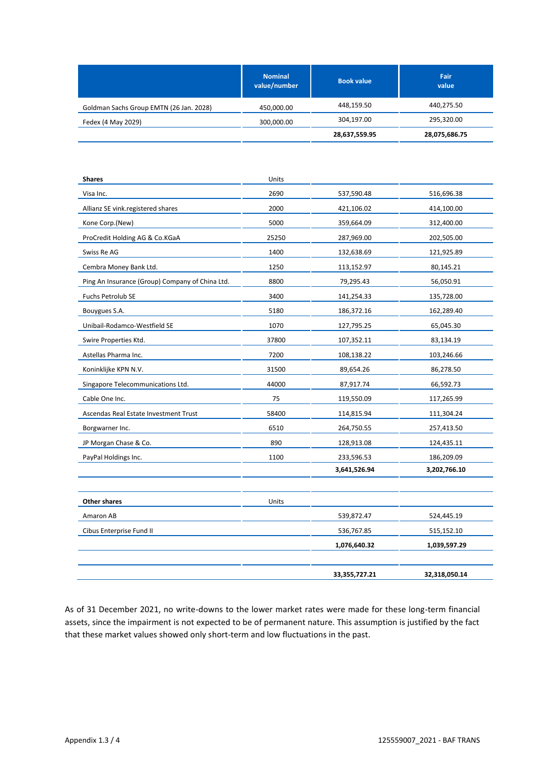| | Nominal value/number | Book value | Fair value |
|---|---|---|---|
| Goldman Sachs Group EMTN (26 Jan. 2028) | 450,000.00 | 448,159.50 | 440,275.50 |
| Fedex (4 May 2029) | 300,000.00 | 304,197.00 | 295,320.00 |
| | | **28,637,559.95** | **28,075,686.75** |

| **Shares** | Units | | |
|---|---|---|---|
| Visa Inc. | 2690 | 537,590.48 | 516,696.38 |
| Allianz SE vink.registered shares | 2000 | 421,106.02 | 414,100.00 |
| Kone Corp.(New) | 5000 | 359,664.09 | 312,400.00 |
| ProCredit Holding AG & Co.KGaA | 25250 | 287,969.00 | 202,505.00 |
| Swiss Re AG | 1400 | 132,638.69 | 121,925.89 |
| Cembra Money Bank Ltd. | 1250 | 113,152.97 | 80,145.21 |
| Ping An Insurance (Group) Company of China Ltd. | 8800 | 79,295.43 | 56,050.91 |
| Fuchs Petrolub SE | 3400 | 141,254.33 | 135,728.00 |
| Bouygues S.A. | 5180 | 186,372.16 | 162,289.40 |
| Unibail-Rodamco-Westfield SE | 1070 | 127,795.25 | 65,045.30 |
| Swire Properties Ktd. | 37800 | 107,352.11 | 83,134.19 |
| Astellas Pharma Inc. | 7200 | 108,138.22 | 103,246.66 |
| Koninklijke KPN N.V. | 31500 | 89,654.26 | 86,278.50 |
| Singapore Telecommunications Ltd. | 44000 | 87,917.74 | 66,592.73 |
| Cable One Inc. | 75 | 119,550.09 | 117,265.99 |
| Ascendas Real Estate Investment Trust | 58400 | 114,815.94 | 111,304.24 |
| Borgwarner Inc. | 6510 | 264,750.55 | 257,413.50 |
| JP Morgan Chase & Co. | 890 | 128,913.08 | 124,435.11 |
| PayPal Holdings Inc. | 1100 | 233,596.53 | 186,209.09 |
| | | **3,641,526.94** | **3,202,766.10** |

| **Other shares** | Units | | |
|---|---|---|---|
| Amaron AB | | 539,872.47 | 524,445.19 |
| Cibus Enterprise Fund II | | 536,767.85 | 515,152.10 |
| | | **1,076,640.32** | **1,039,597.29** |
| | | | |
| | | **33,355,727.21** | **32,318,050.14** |

As of 31 December 2021, no write-downs to the lower market rates were made for these long-term financial assets, since the impairment is not expected to be of permanent nature. This assumption is justified by the fact that these market values showed only short-term and low fluctuations in the past.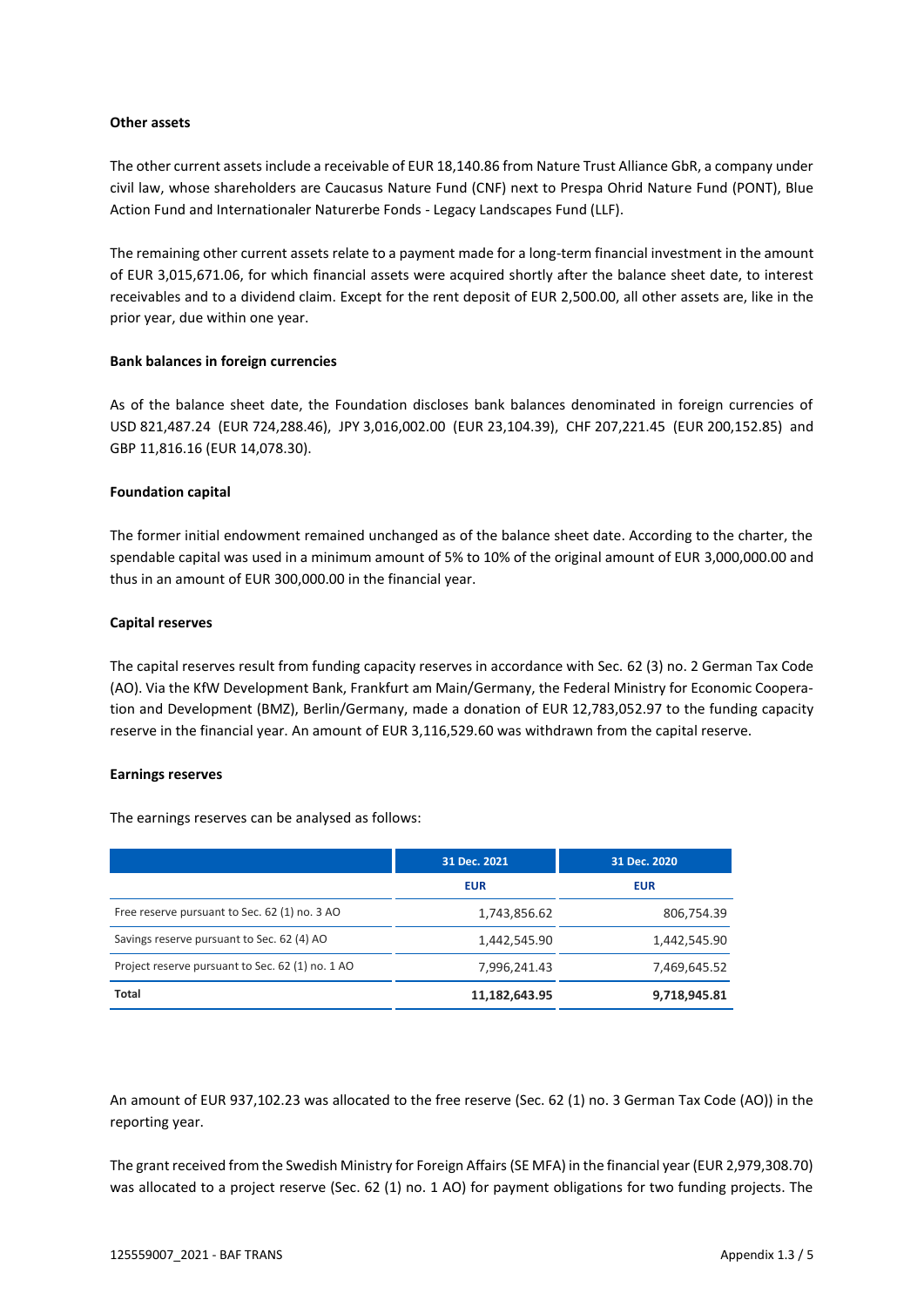**Other assets**

The other current assets include a receivable of EUR 18,140.86 from Nature Trust Alliance GbR, a company under civil law, whose shareholders are Caucasus Nature Fund (CNF) next to Prespa Ohrid Nature Fund (PONT), Blue Action Fund and Internationaler Naturerbe Fonds - Legacy Landscapes Fund (LLF).

The remaining other current assets relate to a payment made for a long-term financial investment in the amount of EUR 3,015,671.06, for which financial assets were acquired shortly after the balance sheet date, to interest receivables and to a dividend claim. Except for the rent deposit of EUR 2,500.00, all other assets are, like in the prior year, due within one year.

**Bank balances in foreign currencies**

As of the balance sheet date, the Foundation discloses bank balances denominated in foreign currencies of USD 821,487.24 (EUR 724,288.46), JPY 3,016,002.00 (EUR 23,104.39), CHF 207,221.45 (EUR 200,152.85) and GBP 11,816.16 (EUR 14,078.30).

**Foundation capital**

The former initial endowment remained unchanged as of the balance sheet date. According to the charter, the spendable capital was used in a minimum amount of 5% to 10% of the original amount of EUR 3,000,000.00 and thus in an amount of EUR 300,000.00 in the financial year.

**Capital reserves**

The capital reserves result from funding capacity reserves in accordance with Sec. 62 (3) no. 2 German Tax Code (AO). Via the KfW Development Bank, Frankfurt am Main/Germany, the Federal Ministry for Economic Cooperation and Development (BMZ), Berlin/Germany, made a donation of EUR 12,783,052.97 to the funding capacity reserve in the financial year. An amount of EUR 3,116,529.60 was withdrawn from the capital reserve.

**Earnings reserves**

The earnings reserves can be analysed as follows:

| | 31 Dec. 2021 | 31 Dec. 2020 |
|---|---|---|
| | EUR | EUR |
| Free reserve pursuant to Sec. 62 (1) no. 3 AO | 1,743,856.62 | 806,754.39 |
| Savings reserve pursuant to Sec. 62 (4) AO | 1,442,545.90 | 1,442,545.90 |
| Project reserve pursuant to Sec. 62 (1) no. 1 AO | 7,996,241.43 | 7,469,645.52 |
| **Total** | **11,182,643.95** | **9,718,945.81** |

An amount of EUR 937,102.23 was allocated to the free reserve (Sec. 62 (1) no. 3 German Tax Code (AO)) in the reporting year.

The grant received from the Swedish Ministry for Foreign Affairs (SE MFA) in the financial year (EUR 2,979,308.70) was allocated to a project reserve (Sec. 62 (1) no. 1 AO) for payment obligations for two funding projects. The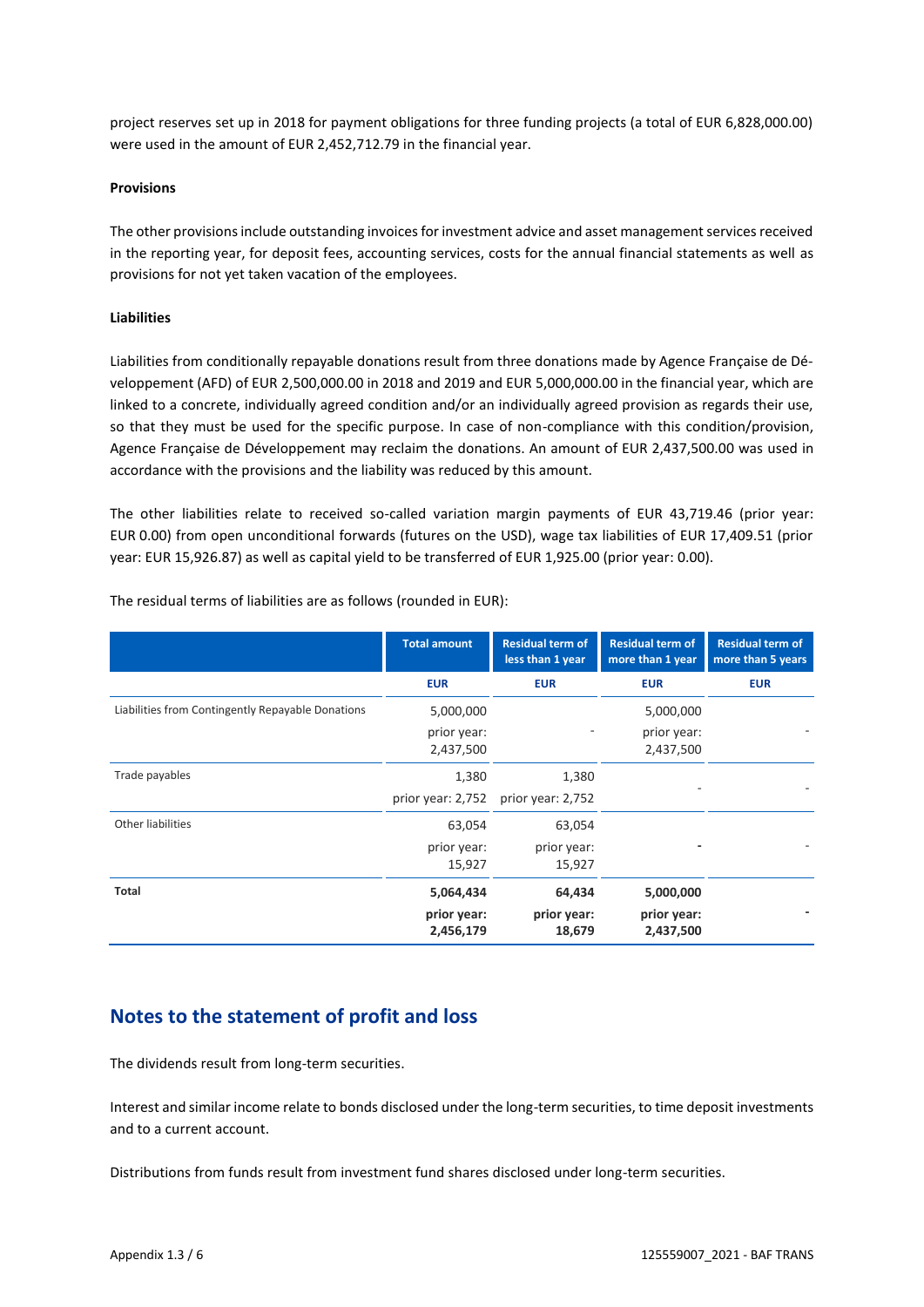project reserves set up in 2018 for payment obligations for three funding projects (a total of EUR 6,828,000.00) were used in the amount of EUR 2,452,712.79 in the financial year.

**Provisions**

The other provisions include outstanding invoices for investment advice and asset management services received in the reporting year, for deposit fees, accounting services, costs for the annual financial statements as well as provisions for not yet taken vacation of the employees.

**Liabilities**

Liabilities from conditionally repayable donations result from three donations made by Agence Française de Développement (AFD) of EUR 2,500,000.00 in 2018 and 2019 and EUR 5,000,000.00 in the financial year, which are linked to a concrete, individually agreed condition and/or an individually agreed provision as regards their use, so that they must be used for the specific purpose. In case of non-compliance with this condition/provision, Agence Française de Développement may reclaim the donations. An amount of EUR 2,437,500.00 was used in accordance with the provisions and the liability was reduced by this amount.

The other liabilities relate to received so-called variation margin payments of EUR 43,719.46 (prior year: EUR 0.00) from open unconditional forwards (futures on the USD), wage tax liabilities of EUR 17,409.51 (prior year: EUR 15,926.87) as well as capital yield to be transferred of EUR 1,925.00 (prior year: 0.00).

The residual terms of liabilities are as follows (rounded in EUR):

| | Total amount | Residual term of less than 1 year | Residual term of more than 1 year | Residual term of more than 5 years |
|---|---|---|---|---|
| | EUR | EUR | EUR | EUR |
| Liabilities from Contingently Repayable Donations | 5,000,000<br>prior year: 2,437,500 | - | 5,000,000<br>prior year: 2,437,500 | - |
| Trade payables | 1,380<br>prior year: 2,752 | 1,380<br>prior year: 2,752 | - | - |
| Other liabilities | 63,054<br>prior year: 15,927 | 63,054<br>prior year: 15,927 | - | - |
| **Total** | **5,064,434**<br>**prior year: 2,456,179** | **64,434**<br>**prior year: 18,679** | **5,000,000**<br>**prior year: 2,437,500** | **-** |

## Notes to the statement of profit and loss

The dividends result from long-term securities.

Interest and similar income relate to bonds disclosed under the long-term securities, to time deposit investments and to a current account.

Distributions from funds result from investment fund shares disclosed under long-term securities.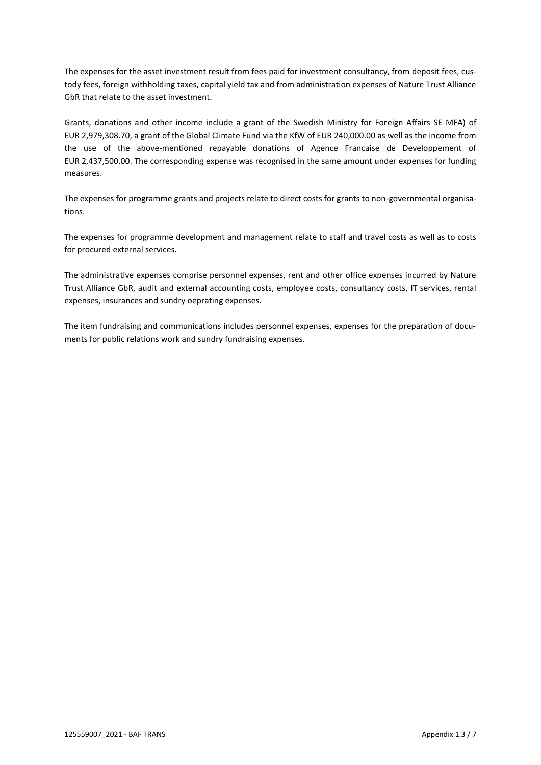The expenses for the asset investment result from fees paid for investment consultancy, from deposit fees, custody fees, foreign withholding taxes, capital yield tax and from administration expenses of Nature Trust Alliance GbR that relate to the asset investment.

Grants, donations and other income include a grant of the Swedish Ministry for Foreign Affairs SE MFA) of EUR 2,979,308.70, a grant of the Global Climate Fund via the KfW of EUR 240,000.00 as well as the income from the use of the above-mentioned repayable donations of Agence Francaise de Developpement of EUR 2,437,500.00. The corresponding expense was recognised in the same amount under expenses for funding measures.

The expenses for programme grants and projects relate to direct costs for grants to non-governmental organisations.

The expenses for programme development and management relate to staff and travel costs as well as to costs for procured external services.

The administrative expenses comprise personnel expenses, rent and other office expenses incurred by Nature Trust Alliance GbR, audit and external accounting costs, employee costs, consultancy costs, IT services, rental expenses, insurances and sundry oeprating expenses.

The item fundraising and communications includes personnel expenses, expenses for the preparation of documents for public relations work and sundry fundraising expenses.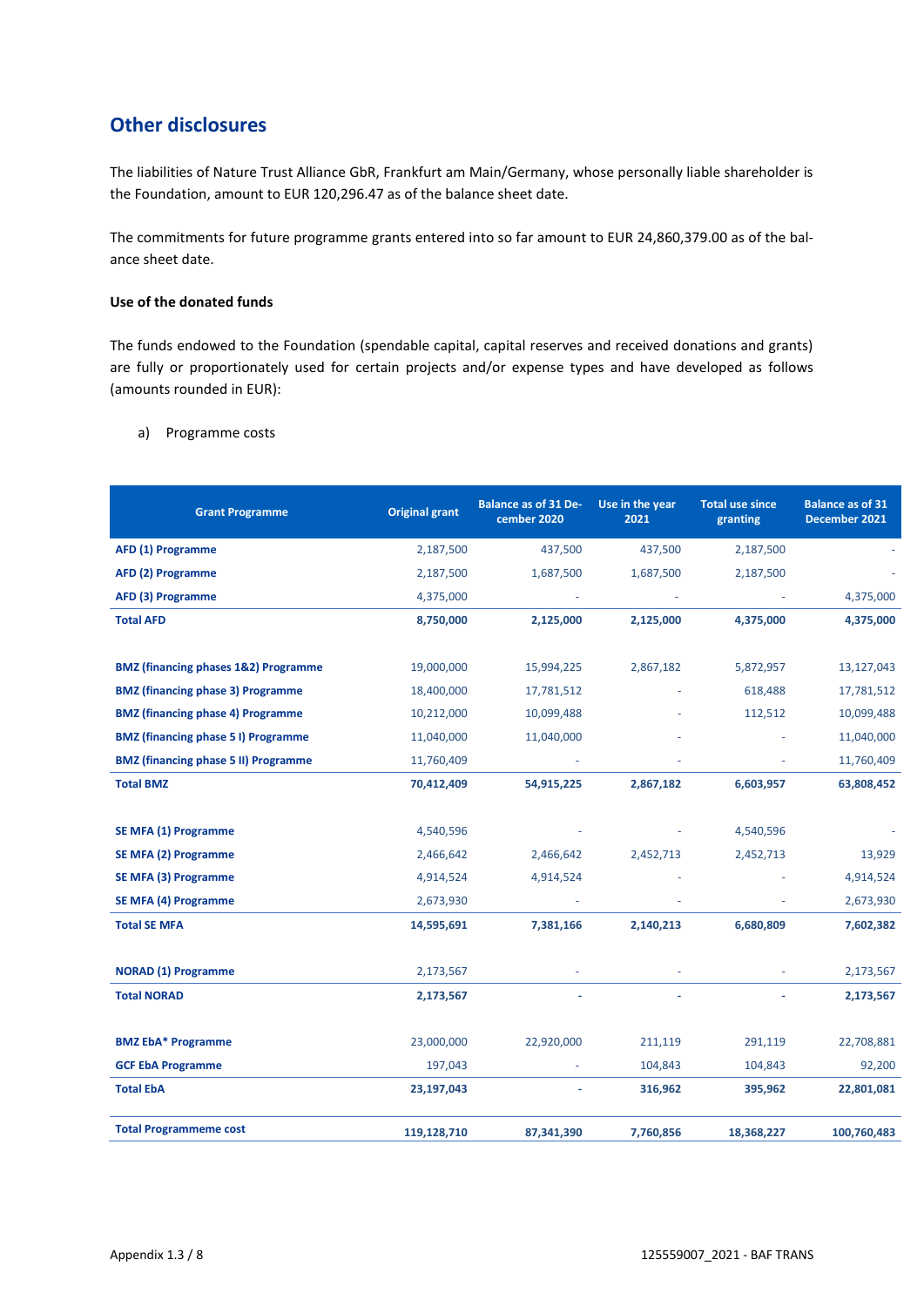## Other disclosures

The liabilities of Nature Trust Alliance GbR, Frankfurt am Main/Germany, whose personally liable shareholder is the Foundation, amount to EUR 120,296.47 as of the balance sheet date.

The commitments for future programme grants entered into so far amount to EUR 24,860,379.00 as of the balance sheet date.

**Use of the donated funds**

The funds endowed to the Foundation (spendable capital, capital reserves and received donations and grants) are fully or proportionately used for certain projects and/or expense types and have developed as follows (amounts rounded in EUR):

a) Programme costs

| Grant Programme | Original grant | Balance as of 31 December 2020 | Use in the year 2021 | Total use since granting | Balance as of 31 December 2021 |
|---|---|---|---|---|---|
| **AFD (1) Programme** | 2,187,500 | 437,500 | 437,500 | 2,187,500 | - |
| **AFD (2) Programme** | 2,187,500 | 1,687,500 | 1,687,500 | 2,187,500 | - |
| **AFD (3) Programme** | 4,375,000 | - | - | - | 4,375,000 |
| **Total AFD** | **8,750,000** | **2,125,000** | **2,125,000** | **4,375,000** | **4,375,000** |
| | | | | | |
| **BMZ (financing phases 1&2) Programme** | 19,000,000 | 15,994,225 | 2,867,182 | 5,872,957 | 13,127,043 |
| **BMZ (financing phase 3) Programme** | 18,400,000 | 17,781,512 | - | 618,488 | 17,781,512 |
| **BMZ (financing phase 4) Programme** | 10,212,000 | 10,099,488 | - | 112,512 | 10,099,488 |
| **BMZ (financing phase 5 I) Programme** | 11,040,000 | 11,040,000 | - | - | 11,040,000 |
| **BMZ (financing phase 5 II) Programme** | 11,760,409 | - | - | - | 11,760,409 |
| **Total BMZ** | **70,412,409** | **54,915,225** | **2,867,182** | **6,603,957** | **63,808,452** |
| | | | | | |
| **SE MFA (1) Programme** | 4,540,596 | - | - | 4,540,596 | - |
| **SE MFA (2) Programme** | 2,466,642 | 2,466,642 | 2,452,713 | 2,452,713 | 13,929 |
| **SE MFA (3) Programme** | 4,914,524 | 4,914,524 | - | - | 4,914,524 |
| **SE MFA (4) Programme** | 2,673,930 | - | - | - | 2,673,930 |
| **Total SE MFA** | **14,595,691** | **7,381,166** | **2,140,213** | **6,680,809** | **7,602,382** |
| | | | | | |
| **NORAD (1) Programme** | 2,173,567 | - | - | - | 2,173,567 |
| **Total NORAD** | **2,173,567** | **-** | **-** | **-** | **2,173,567** |
| | | | | | |
| **BMZ EbA* Programme** | 23,000,000 | 22,920,000 | 211,119 | 291,119 | 22,708,881 |
| **GCF EbA Programme** | 197,043 | - | 104,843 | 104,843 | 92,200 |
| **Total EbA** | **23,197,043** | **-** | **316,962** | **395,962** | **22,801,081** |
| | | | | | |
| **Total Programmeme cost** | **119,128,710** | **87,341,390** | **7,760,856** | **18,368,227** | **100,760,483** |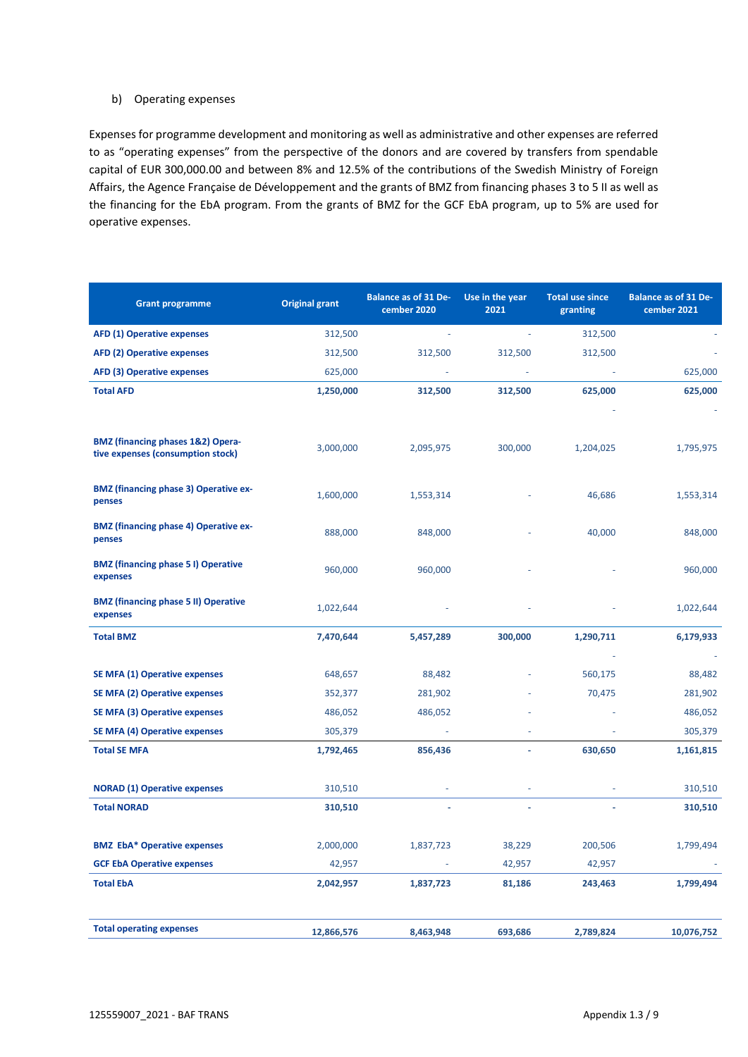b) Operating expenses

Expenses for programme development and monitoring as well as administrative and other expenses are referred to as "operating expenses" from the perspective of the donors and are covered by transfers from spendable capital of EUR 300,000.00 and between 8% and 12.5% of the contributions of the Swedish Ministry of Foreign Affairs, the Agence Française de Développement and the grants of BMZ from financing phases 3 to 5 II as well as the financing for the EbA program. From the grants of BMZ for the GCF EbA program, up to 5% are used for operative expenses.

| Grant programme | Original grant | Balance as of 31 December 2020 | Use in the year 2021 | Total use since granting | Balance as of 31 December 2021 |
|---|---|---|---|---|---|
| **AFD (1) Operative expenses** | 312,500 | - | - | 312,500 | - |
| **AFD (2) Operative expenses** | 312,500 | 312,500 | 312,500 | 312,500 | - |
| **AFD (3) Operative expenses** | 625,000 | - | - | - | 625,000 |
| **Total AFD** | **1,250,000** | **312,500** | **312,500** | **625,000** | **625,000** |
| | | | | - | - |
| **BMZ (financing phases 1&2) Operative expenses (consumption stock)** | 3,000,000 | 2,095,975 | 300,000 | 1,204,025 | 1,795,975 |
| **BMZ (financing phase 3) Operative expenses** | 1,600,000 | 1,553,314 | - | 46,686 | 1,553,314 |
| **BMZ (financing phase 4) Operative expenses** | 888,000 | 848,000 | - | 40,000 | 848,000 |
| **BMZ (financing phase 5 I) Operative expenses** | 960,000 | 960,000 | - | - | 960,000 |
| **BMZ (financing phase 5 II) Operative expenses** | 1,022,644 | - | - | - | 1,022,644 |
| **Total BMZ** | **7,470,644** | **5,457,289** | **300,000** | **1,290,711** | **6,179,933** |
| | | | | - | - |
| **SE MFA (1) Operative expenses** | 648,657 | 88,482 | - | 560,175 | 88,482 |
| **SE MFA (2) Operative expenses** | 352,377 | 281,902 | - | 70,475 | 281,902 |
| **SE MFA (3) Operative expenses** | 486,052 | 486,052 | - | - | 486,052 |
| **SE MFA (4) Operative expenses** | 305,379 | - | - | - | 305,379 |
| **Total SE MFA** | **1,792,465** | **856,436** | **-** | **630,650** | **1,161,815** |
| **NORAD (1) Operative expenses** | 310,510 | - | - | - | 310,510 |
| **Total NORAD** | **310,510** | **-** | **-** | **-** | **310,510** |
| **BMZ EbA* Operative expenses** | 2,000,000 | 1,837,723 | 38,229 | 200,506 | 1,799,494 |
| **GCF EbA Operative expenses** | 42,957 | - | 42,957 | 42,957 | - |
| **Total EbA** | **2,042,957** | **1,837,723** | **81,186** | **243,463** | **1,799,494** |
| **Total operating expenses** | **12,866,576** | **8,463,948** | **693,686** | **2,789,824** | **10,076,752** |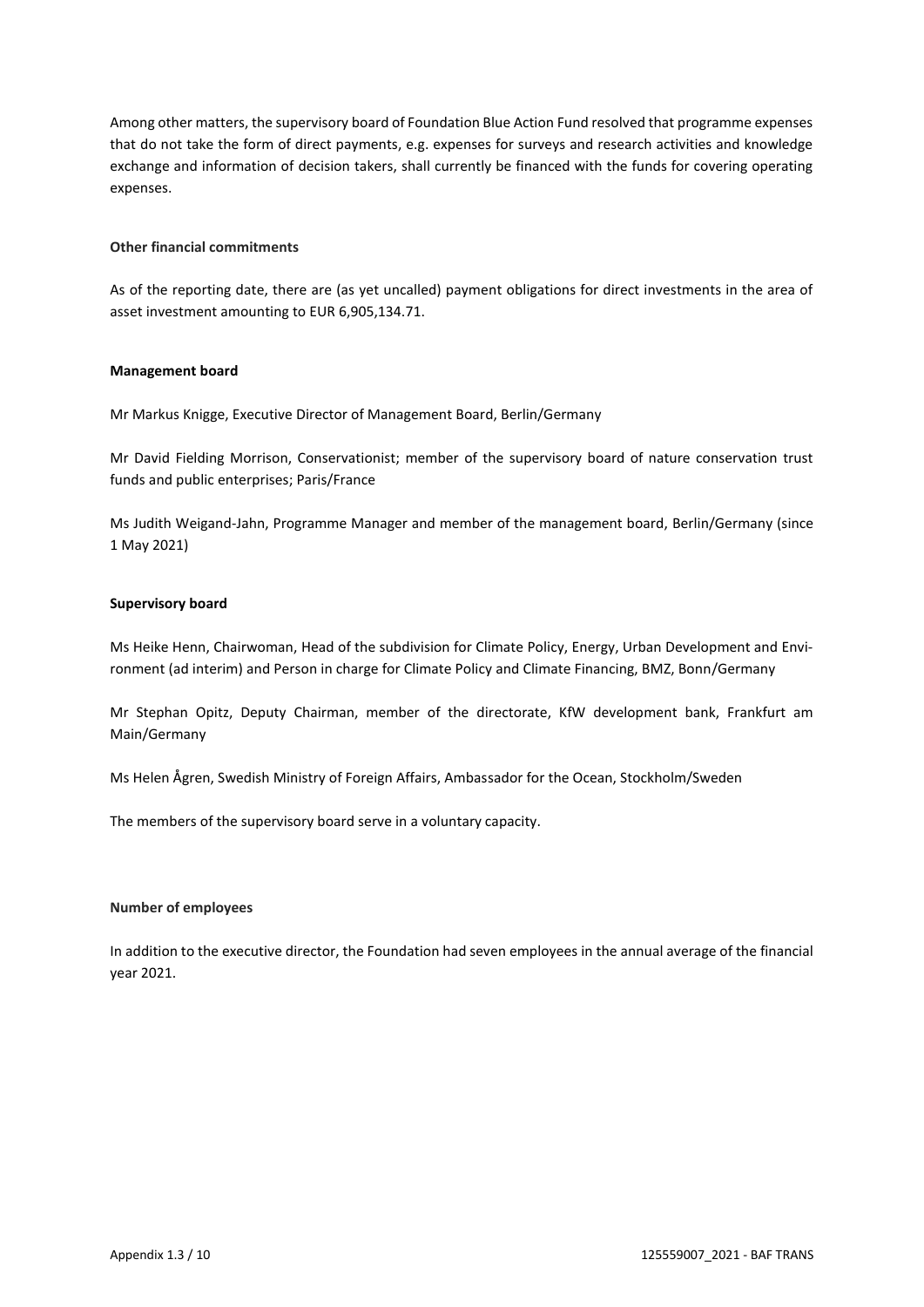Among other matters, the supervisory board of Foundation Blue Action Fund resolved that programme expenses that do not take the form of direct payments, e.g. expenses for surveys and research activities and knowledge exchange and information of decision takers, shall currently be financed with the funds for covering operating expenses.

**Other financial commitments**

As of the reporting date, there are (as yet uncalled) payment obligations for direct investments in the area of asset investment amounting to EUR 6,905,134.71.

**Management board**

Mr Markus Knigge, Executive Director of Management Board, Berlin/Germany

Mr David Fielding Morrison, Conservationist; member of the supervisory board of nature conservation trust funds and public enterprises; Paris/France

Ms Judith Weigand-Jahn, Programme Manager and member of the management board, Berlin/Germany (since 1 May 2021)

**Supervisory board**

Ms Heike Henn, Chairwoman, Head of the subdivision for Climate Policy, Energy, Urban Development and Environment (ad interim) and Person in charge for Climate Policy and Climate Financing, BMZ, Bonn/Germany

Mr Stephan Opitz, Deputy Chairman, member of the directorate, KfW development bank, Frankfurt am Main/Germany

Ms Helen Ågren, Swedish Ministry of Foreign Affairs, Ambassador for the Ocean, Stockholm/Sweden

The members of the supervisory board serve in a voluntary capacity.

**Number of employees**

In addition to the executive director, the Foundation had seven employees in the annual average of the financial year 2021.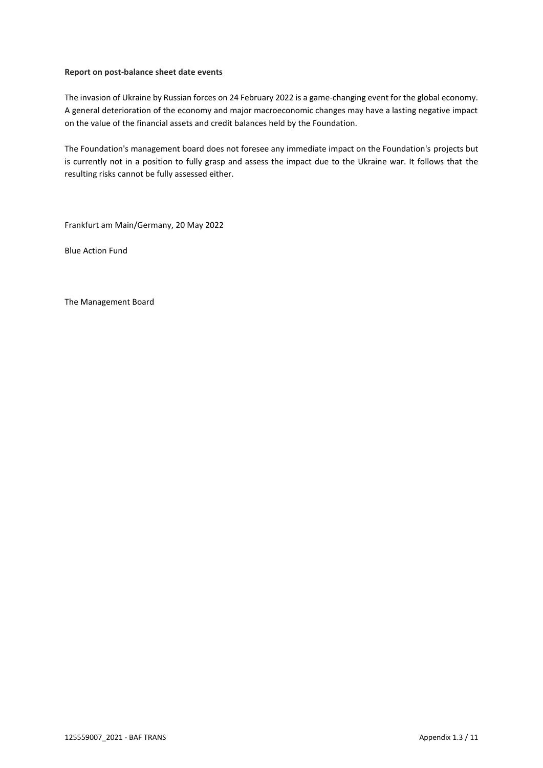**Report on post-balance sheet date events**

The invasion of Ukraine by Russian forces on 24 February 2022 is a game-changing event for the global economy. A general deterioration of the economy and major macroeconomic changes may have a lasting negative impact on the value of the financial assets and credit balances held by the Foundation.

The Foundation's management board does not foresee any immediate impact on the Foundation's projects but is currently not in a position to fully grasp and assess the impact due to the Ukraine war. It follows that the resulting risks cannot be fully assessed either.

Frankfurt am Main/Germany, 20 May 2022

Blue Action Fund

The Management Board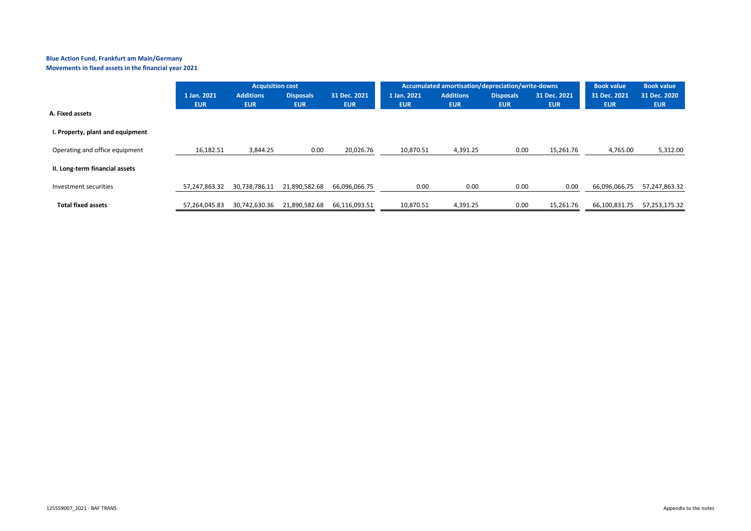**Blue Action Fund, Frankfurt am Main/Germany**
**Movements in fixed assets in the financial year 2021**

| | Acquisition cost | | | | Accumulated amortisation/depreciation/write-downs | | | | Book value | Book value |
|---|---|---|---|---|---|---|---|---|---|---|
| | 1 Jan. 2021 | Additions | Disposals | 31 Dec. 2021 | 1 Jan. 2021 | Additions | Disposals | 31 Dec. 2021 | 31 Dec. 2021 | 31 Dec. 2020 |
| | EUR | EUR | EUR | EUR | EUR | EUR | EUR | EUR | EUR | EUR |
| **A. Fixed assets** | | | | | | | | | | |
| **I. Property, plant and equipment** | | | | | | | | | | |
| Operating and office equipment | 16,182.51 | 3,844.25 | 0.00 | 20,026.76 | 10,870.51 | 4,391.25 | 0.00 | 15,261.76 | 4,765.00 | 5,312.00 |
| **II. Long-term financial assets** | | | | | | | | | | |
| Investment securities | 57,247,863.32 | 30,738,786.11 | 21,890,582.68 | 66,096,066.75 | 0.00 | 0.00 | 0.00 | 0.00 | 66,096,066.75 | 57,247,863.32 |
| **Total fixed assets** | 57,264,045.83 | 30,742,630.36 | 21,890,582.68 | 66,116,093.51 | 10,870.51 | 4,391.25 | 0.00 | 15,261.76 | 66,100,831.75 | 57,253,175.32 |

125559007_2021 - BAF TRANS

Appendix to the notes